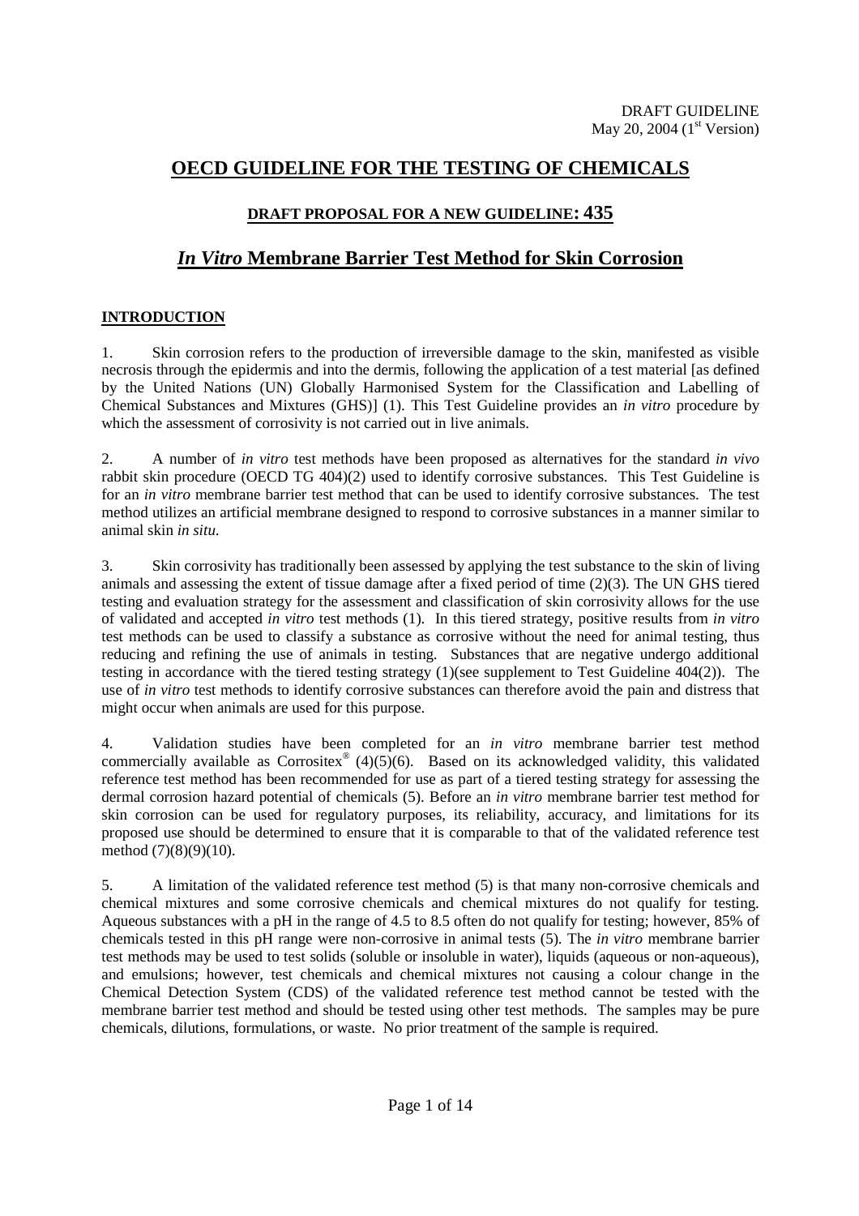DRAFT GUIDELINE
May 20, 2004 (1st Version)

# OECD GUIDELINE FOR THE TESTING OF CHEMICALS

## DRAFT PROPOSAL FOR A NEW GUIDELINE: 435

## *In Vitro* Membrane Barrier Test Method for Skin Corrosion

### INTRODUCTION

1. Skin corrosion refers to the production of irreversible damage to the skin, manifested as visible necrosis through the epidermis and into the dermis, following the application of a test material [as defined by the United Nations (UN) Globally Harmonised System for the Classification and Labelling of Chemical Substances and Mixtures (GHS)] (1). This Test Guideline provides an *in vitro* procedure by which the assessment of corrosivity is not carried out in live animals.

2. A number of *in vitro* test methods have been proposed as alternatives for the standard *in vivo* rabbit skin procedure (OECD TG 404)(2) used to identify corrosive substances. This Test Guideline is for an *in vitro* membrane barrier test method that can be used to identify corrosive substances. The test method utilizes an artificial membrane designed to respond to corrosive substances in a manner similar to animal skin *in situ.*

3. Skin corrosivity has traditionally been assessed by applying the test substance to the skin of living animals and assessing the extent of tissue damage after a fixed period of time (2)(3). The UN GHS tiered testing and evaluation strategy for the assessment and classification of skin corrosivity allows for the use of validated and accepted *in vitro* test methods (1). In this tiered strategy, positive results from *in vitro* test methods can be used to classify a substance as corrosive without the need for animal testing, thus reducing and refining the use of animals in testing. Substances that are negative undergo additional testing in accordance with the tiered testing strategy (1)(see supplement to Test Guideline 404(2)). The use of *in vitro* test methods to identify corrosive substances can therefore avoid the pain and distress that might occur when animals are used for this purpose.

4. Validation studies have been completed for an *in vitro* membrane barrier test method commercially available as Corrositex® (4)(5)(6). Based on its acknowledged validity, this validated reference test method has been recommended for use as part of a tiered testing strategy for assessing the dermal corrosion hazard potential of chemicals (5). Before an *in vitro* membrane barrier test method for skin corrosion can be used for regulatory purposes, its reliability, accuracy, and limitations for its proposed use should be determined to ensure that it is comparable to that of the validated reference test method (7)(8)(9)(10).

5. A limitation of the validated reference test method (5) is that many non-corrosive chemicals and chemical mixtures and some corrosive chemicals and chemical mixtures do not qualify for testing. Aqueous substances with a pH in the range of 4.5 to 8.5 often do not qualify for testing; however, 85% of chemicals tested in this pH range were non-corrosive in animal tests (5). The *in vitro* membrane barrier test methods may be used to test solids (soluble or insoluble in water), liquids (aqueous or non-aqueous), and emulsions; however, test chemicals and chemical mixtures not causing a colour change in the Chemical Detection System (CDS) of the validated reference test method cannot be tested with the membrane barrier test method and should be tested using other test methods. The samples may be pure chemicals, dilutions, formulations, or waste. No prior treatment of the sample is required.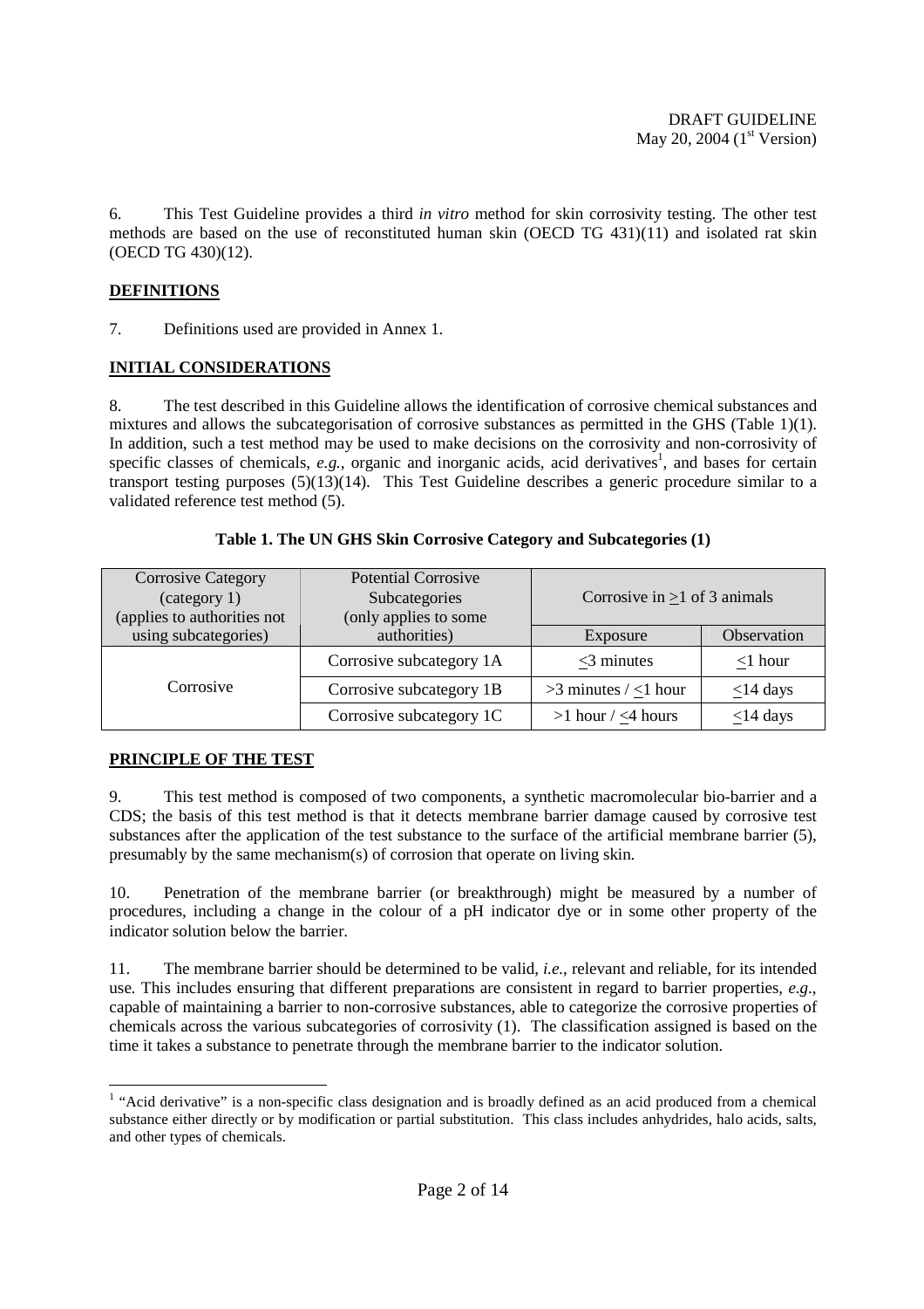6. This Test Guideline provides a third *in vitro* method for skin corrosivity testing. The other test methods are based on the use of reconstituted human skin (OECD TG 431)(11) and isolated rat skin (OECD TG 430)(12).

## DEFINITIONS

7. Definitions used are provided in Annex 1.

## INITIAL CONSIDERATIONS

8. The test described in this Guideline allows the identification of corrosive chemical substances and mixtures and allows the subcategorisation of corrosive substances as permitted in the GHS (Table 1)(1). In addition, such a test method may be used to make decisions on the corrosivity and non-corrosivity of specific classes of chemicals, *e.g.*, organic and inorganic acids, acid derivatives[1], and bases for certain transport testing purposes (5)(13)(14). This Test Guideline describes a generic procedure similar to a validated reference test method (5).

**Table 1. The UN GHS Skin Corrosive Category and Subcategories (1)**

| Corrosive Category (category 1) (applies to authorities not using subcategories) | Potential Corrosive Subcategories (only applies to some authorities) | Corrosive in ≥1 of 3 animals | |
|---|---|---|---|
| | | Exposure | Observation |
| Corrosive | Corrosive subcategory 1A | ≤3 minutes | ≤1 hour |
| | Corrosive subcategory 1B | >3 minutes / ≤1 hour | ≤14 days |
| | Corrosive subcategory 1C | >1 hour / ≤4 hours | ≤14 days |

## PRINCIPLE OF THE TEST

9. This test method is composed of two components, a synthetic macromolecular bio-barrier and a CDS; the basis of this test method is that it detects membrane barrier damage caused by corrosive test substances after the application of the test substance to the surface of the artificial membrane barrier (5), presumably by the same mechanism(s) of corrosion that operate on living skin.

10. Penetration of the membrane barrier (or breakthrough) might be measured by a number of procedures, including a change in the colour of a pH indicator dye or in some other property of the indicator solution below the barrier.

11. The membrane barrier should be determined to be valid, *i.e.*, relevant and reliable, for its intended use. This includes ensuring that different preparations are consistent in regard to barrier properties, *e.g.*, capable of maintaining a barrier to non-corrosive substances, able to categorize the corrosive properties of chemicals across the various subcategories of corrosivity (1). The classification assigned is based on the time it takes a substance to penetrate through the membrane barrier to the indicator solution.

---

[1] "Acid derivative" is a non-specific class designation and is broadly defined as an acid produced from a chemical substance either directly or by modification or partial substitution. This class includes anhydrides, halo acids, salts, and other types of chemicals.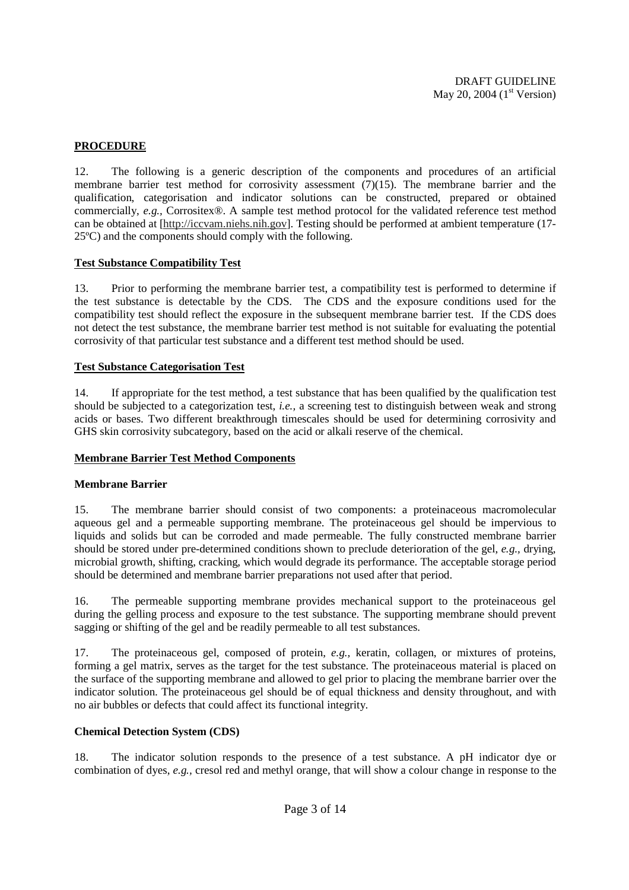## PROCEDURE

12. The following is a generic description of the components and procedures of an artificial membrane barrier test method for corrosivity assessment (7)(15). The membrane barrier and the qualification, categorisation and indicator solutions can be constructed, prepared or obtained commercially, *e.g.*, Corrositex®. A sample test method protocol for the validated reference test method can be obtained at [http://iccvam.niehs.nih.gov]. Testing should be performed at ambient temperature (17-25ºC) and the components should comply with the following.

### Test Substance Compatibility Test

13. Prior to performing the membrane barrier test, a compatibility test is performed to determine if the test substance is detectable by the CDS. The CDS and the exposure conditions used for the compatibility test should reflect the exposure in the subsequent membrane barrier test. If the CDS does not detect the test substance, the membrane barrier test method is not suitable for evaluating the potential corrosivity of that particular test substance and a different test method should be used.

### Test Substance Categorisation Test

14. If appropriate for the test method, a test substance that has been qualified by the qualification test should be subjected to a categorization test, *i.e.,* a screening test to distinguish between weak and strong acids or bases. Two different breakthrough timescales should be used for determining corrosivity and GHS skin corrosivity subcategory, based on the acid or alkali reserve of the chemical.

### Membrane Barrier Test Method Components

**Membrane Barrier**

15. The membrane barrier should consist of two components: a proteinaceous macromolecular aqueous gel and a permeable supporting membrane. The proteinaceous gel should be impervious to liquids and solids but can be corroded and made permeable. The fully constructed membrane barrier should be stored under pre-determined conditions shown to preclude deterioration of the gel, *e.g.*, drying, microbial growth, shifting, cracking, which would degrade its performance. The acceptable storage period should be determined and membrane barrier preparations not used after that period.

16. The permeable supporting membrane provides mechanical support to the proteinaceous gel during the gelling process and exposure to the test substance. The supporting membrane should prevent sagging or shifting of the gel and be readily permeable to all test substances.

17. The proteinaceous gel, composed of protein, *e.g.*, keratin, collagen, or mixtures of proteins, forming a gel matrix, serves as the target for the test substance. The proteinaceous material is placed on the surface of the supporting membrane and allowed to gel prior to placing the membrane barrier over the indicator solution. The proteinaceous gel should be of equal thickness and density throughout, and with no air bubbles or defects that could affect its functional integrity.

**Chemical Detection System (CDS)**

18. The indicator solution responds to the presence of a test substance. A pH indicator dye or combination of dyes, *e.g.,* cresol red and methyl orange, that will show a colour change in response to the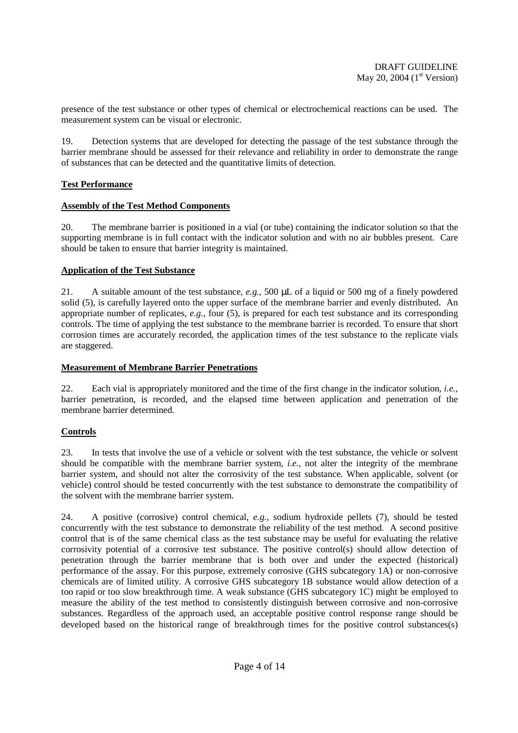presence of the test substance or other types of chemical or electrochemical reactions can be used. The measurement system can be visual or electronic.

19. Detection systems that are developed for detecting the passage of the test substance through the barrier membrane should be assessed for their relevance and reliability in order to demonstrate the range of substances that can be detected and the quantitative limits of detection.

**Test Performance**

**Assembly of the Test Method Components**

20. The membrane barrier is positioned in a vial (or tube) containing the indicator solution so that the supporting membrane is in full contact with the indicator solution and with no air bubbles present. Care should be taken to ensure that barrier integrity is maintained.

**Application of the Test Substance**

21. A suitable amount of the test substance, *e.g.,* 500 μL of a liquid or 500 mg of a finely powdered solid (5), is carefully layered onto the upper surface of the membrane barrier and evenly distributed. An appropriate number of replicates, *e.g.,* four (5), is prepared for each test substance and its corresponding controls. The time of applying the test substance to the membrane barrier is recorded. To ensure that short corrosion times are accurately recorded, the application times of the test substance to the replicate vials are staggered.

**Measurement of Membrane Barrier Penetrations**

22. Each vial is appropriately monitored and the time of the first change in the indicator solution, *i.e.,* barrier penetration, is recorded, and the elapsed time between application and penetration of the membrane barrier determined.

**Controls**

23. In tests that involve the use of a vehicle or solvent with the test substance, the vehicle or solvent should be compatible with the membrane barrier system, *i.e.,* not alter the integrity of the membrane barrier system, and should not alter the corrosivity of the test substance. When applicable, solvent (or vehicle) control should be tested concurrently with the test substance to demonstrate the compatibility of the solvent with the membrane barrier system.

24. A positive (corrosive) control chemical, *e.g.,* sodium hydroxide pellets (7), should be tested concurrently with the test substance to demonstrate the reliability of the test method. A second positive control that is of the same chemical class as the test substance may be useful for evaluating the relative corrosivity potential of a corrosive test substance. The positive control(s) should allow detection of penetration through the barrier membrane that is both over and under the expected (historical) performance of the assay. For this purpose, extremely corrosive (GHS subcategory 1A) or non-corrosive chemicals are of limited utility. A corrosive GHS subcategory 1B substance would allow detection of a too rapid or too slow breakthrough time. A weak substance (GHS subcategory 1C) might be employed to measure the ability of the test method to consistently distinguish between corrosive and non-corrosive substances. Regardless of the approach used, an acceptable positive control response range should be developed based on the historical range of breakthrough times for the positive control substances(s)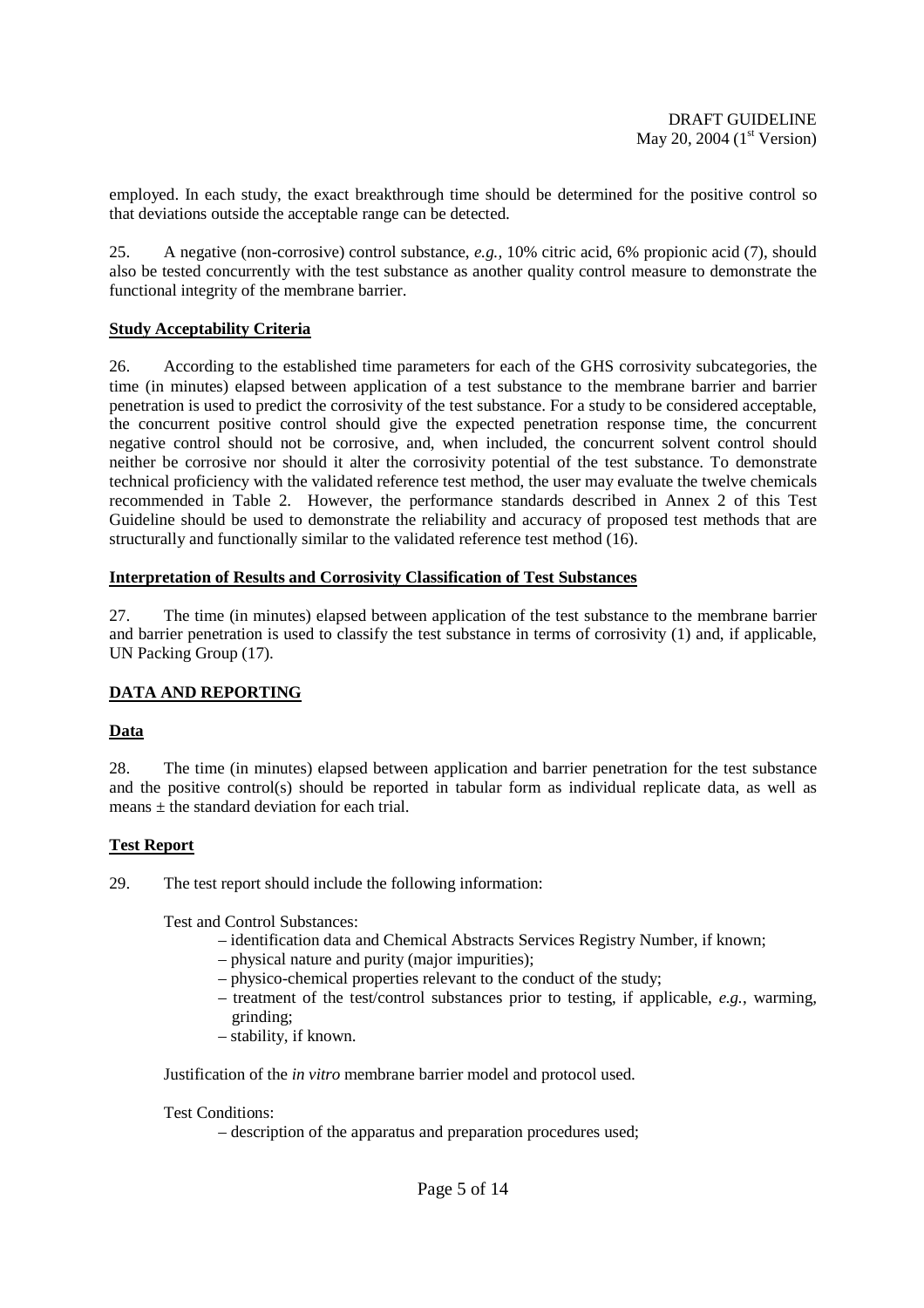employed. In each study, the exact breakthrough time should be determined for the positive control so that deviations outside the acceptable range can be detected.

25. A negative (non-corrosive) control substance, *e.g.*, 10% citric acid, 6% propionic acid (7), should also be tested concurrently with the test substance as another quality control measure to demonstrate the functional integrity of the membrane barrier.

**Study Acceptability Criteria**

26. According to the established time parameters for each of the GHS corrosivity subcategories, the time (in minutes) elapsed between application of a test substance to the membrane barrier and barrier penetration is used to predict the corrosivity of the test substance. For a study to be considered acceptable, the concurrent positive control should give the expected penetration response time, the concurrent negative control should not be corrosive, and, when included, the concurrent solvent control should neither be corrosive nor should it alter the corrosivity potential of the test substance. To demonstrate technical proficiency with the validated reference test method, the user may evaluate the twelve chemicals recommended in Table 2. However, the performance standards described in Annex 2 of this Test Guideline should be used to demonstrate the reliability and accuracy of proposed test methods that are structurally and functionally similar to the validated reference test method (16).

**Interpretation of Results and Corrosivity Classification of Test Substances**

27. The time (in minutes) elapsed between application of the test substance to the membrane barrier and barrier penetration is used to classify the test substance in terms of corrosivity (1) and, if applicable, UN Packing Group (17).

**DATA AND REPORTING**

**Data**

28. The time (in minutes) elapsed between application and barrier penetration for the test substance and the positive control(s) should be reported in tabular form as individual replicate data, as well as means ± the standard deviation for each trial.

**Test Report**

29. The test report should include the following information:

Test and Control Substances:

- identification data and Chemical Abstracts Services Registry Number, if known;
- physical nature and purity (major impurities);
- physico-chemical properties relevant to the conduct of the study;
- treatment of the test/control substances prior to testing, if applicable, *e.g.*, warming, grinding;
- stability, if known.

Justification of the *in vitro* membrane barrier model and protocol used.

Test Conditions:

- description of the apparatus and preparation procedures used;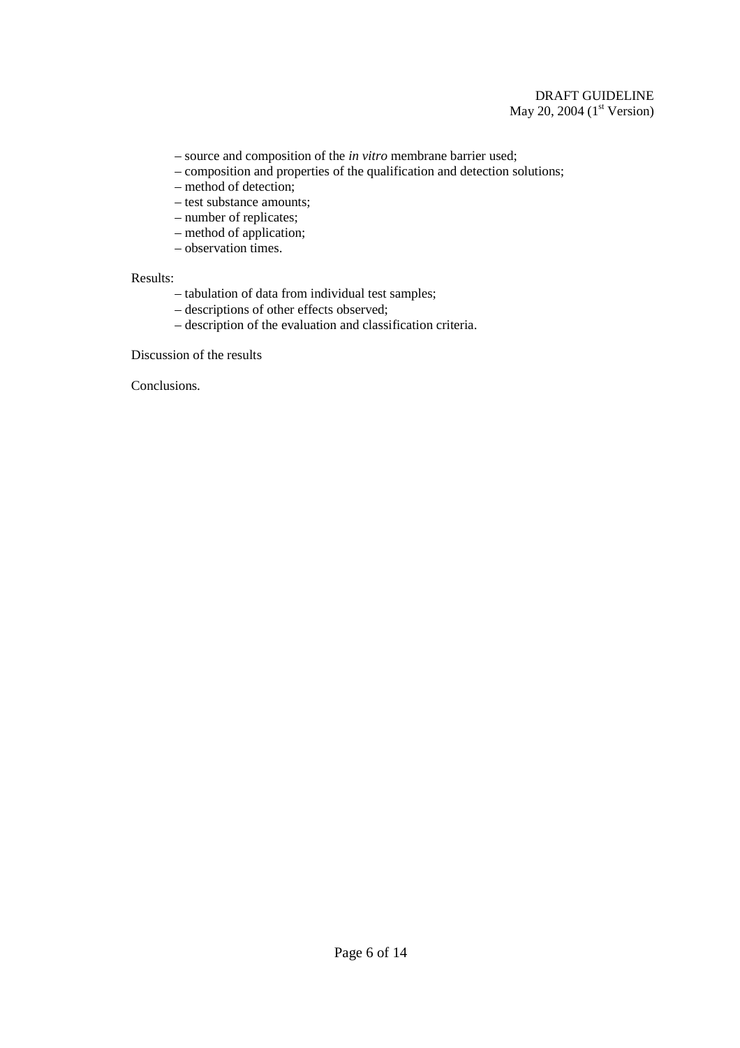– source and composition of the *in vitro* membrane barrier used;
– composition and properties of the qualification and detection solutions;
– method of detection;
– test substance amounts;
– number of replicates;
– method of application;
– observation times.

Results:

– tabulation of data from individual test samples;
– descriptions of other effects observed;
– description of the evaluation and classification criteria.

Discussion of the results

Conclusions.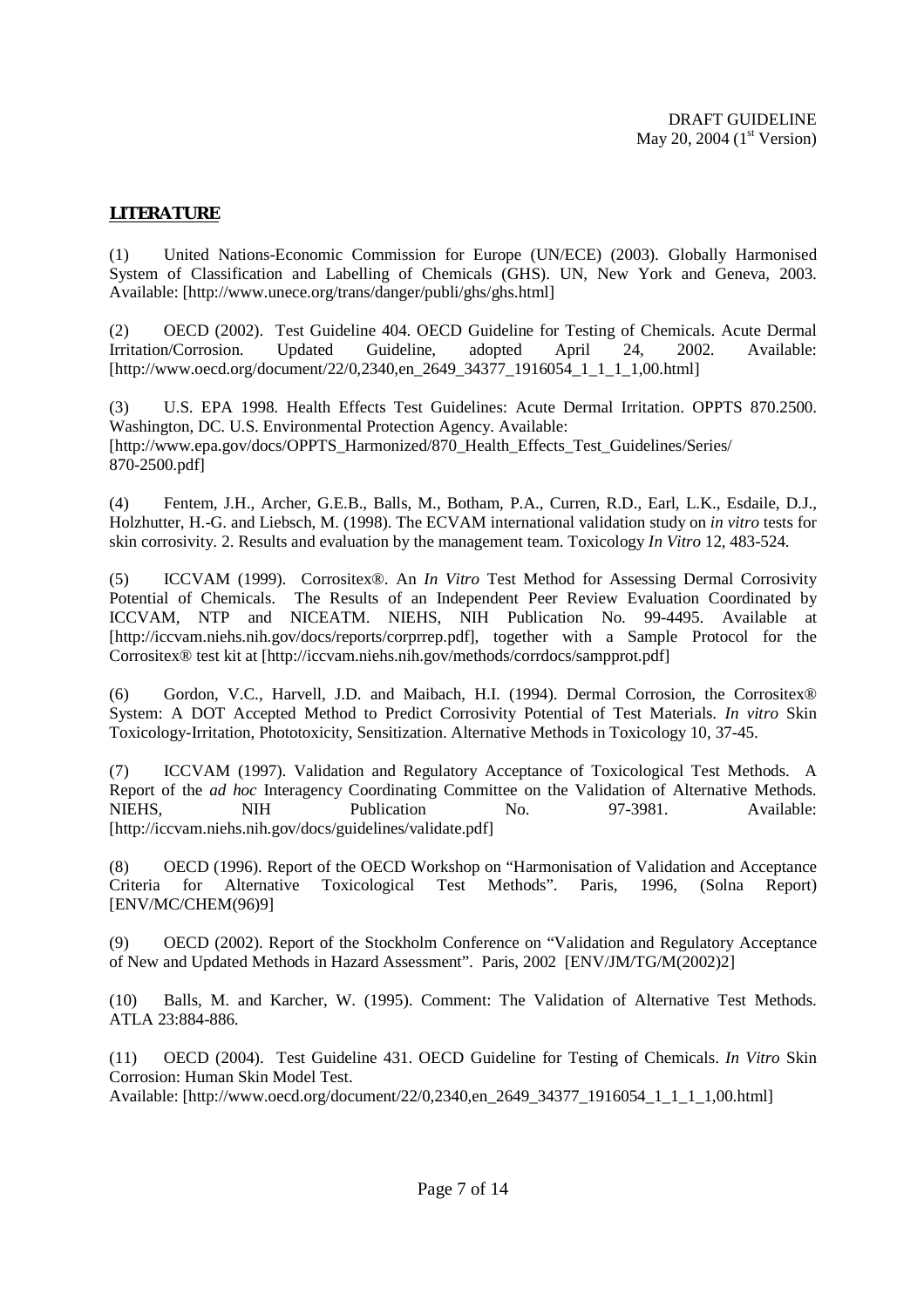## LITERATURE

(1) United Nations-Economic Commission for Europe (UN/ECE) (2003). Globally Harmonised System of Classification and Labelling of Chemicals (GHS). UN, New York and Geneva, 2003. Available: [http://www.unece.org/trans/danger/publi/ghs/ghs.html]

(2) OECD (2002). Test Guideline 404. OECD Guideline for Testing of Chemicals. Acute Dermal Irritation/Corrosion. Updated Guideline, adopted April 24, 2002. Available: [http://www.oecd.org/document/22/0,2340,en_2649_34377_1916054_1_1_1_1,00.html]

(3) U.S. EPA 1998. Health Effects Test Guidelines: Acute Dermal Irritation. OPPTS 870.2500. Washington, DC. U.S. Environmental Protection Agency. Available: [http://www.epa.gov/docs/OPPTS_Harmonized/870_Health_Effects_Test_Guidelines/Series/870-2500.pdf]

(4) Fentem, J.H., Archer, G.E.B., Balls, M., Botham, P.A., Curren, R.D., Earl, L.K., Esdaile, D.J., Holzhutter, H.-G. and Liebsch, M. (1998). The ECVAM international validation study on *in vitro* tests for skin corrosivity. 2. Results and evaluation by the management team. Toxicology *In Vitro* 12, 483-524.

(5) ICCVAM (1999). Corrositex®. An *In Vitro* Test Method for Assessing Dermal Corrosivity Potential of Chemicals. The Results of an Independent Peer Review Evaluation Coordinated by ICCVAM, NTP and NICEATM. NIEHS, NIH Publication No. 99-4495. Available at [http://iccvam.niehs.nih.gov/docs/reports/corprrep.pdf], together with a Sample Protocol for the Corrositex® test kit at [http://iccvam.niehs.nih.gov/methods/corrdocs/sampprot.pdf]

(6) Gordon, V.C., Harvell, J.D. and Maibach, H.I. (1994). Dermal Corrosion, the Corrositex® System: A DOT Accepted Method to Predict Corrosivity Potential of Test Materials. *In vitro* Skin Toxicology-Irritation, Phototoxicity, Sensitization. Alternative Methods in Toxicology 10, 37-45.

(7) ICCVAM (1997). Validation and Regulatory Acceptance of Toxicological Test Methods. A Report of the *ad hoc* Interagency Coordinating Committee on the Validation of Alternative Methods. NIEHS, NIH Publication No. 97-3981. Available: [http://iccvam.niehs.nih.gov/docs/guidelines/validate.pdf]

(8) OECD (1996). Report of the OECD Workshop on "Harmonisation of Validation and Acceptance Criteria for Alternative Toxicological Test Methods". Paris, 1996, (Solna Report) [ENV/MC/CHEM(96)9]

(9) OECD (2002). Report of the Stockholm Conference on "Validation and Regulatory Acceptance of New and Updated Methods in Hazard Assessment". Paris, 2002 [ENV/JM/TG/M(2002)2]

(10) Balls, M. and Karcher, W. (1995). Comment: The Validation of Alternative Test Methods. ATLA 23:884-886.

(11) OECD (2004). Test Guideline 431. OECD Guideline for Testing of Chemicals. *In Vitro* Skin Corrosion: Human Skin Model Test.
Available: [http://www.oecd.org/document/22/0,2340,en_2649_34377_1916054_1_1_1_1,00.html]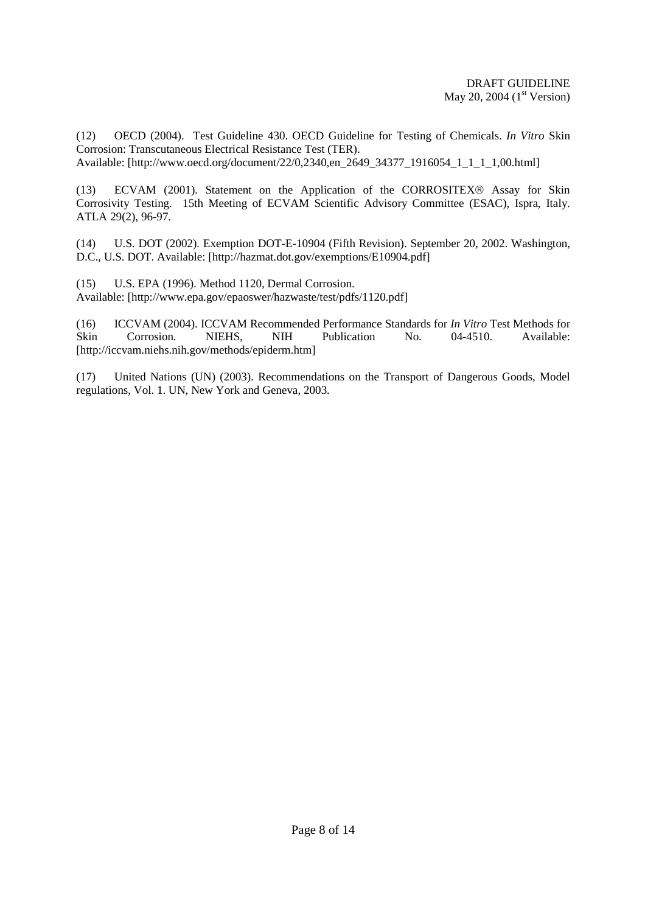(12) OECD (2004). Test Guideline 430. OECD Guideline for Testing of Chemicals. *In Vitro* Skin Corrosion: Transcutaneous Electrical Resistance Test (TER).
Available: [http://www.oecd.org/document/22/0,2340,en_2649_34377_1916054_1_1_1_1,00.html]

(13) ECVAM (2001). Statement on the Application of the CORROSITEX® Assay for Skin Corrosivity Testing. 15th Meeting of ECVAM Scientific Advisory Committee (ESAC), Ispra, Italy. ATLA 29(2), 96-97.

(14) U.S. DOT (2002). Exemption DOT-E-10904 (Fifth Revision). September 20, 2002. Washington, D.C., U.S. DOT. Available: [http://hazmat.dot.gov/exemptions/E10904.pdf]

(15) U.S. EPA (1996). Method 1120, Dermal Corrosion.
Available: [http://www.epa.gov/epaoswer/hazwaste/test/pdfs/1120.pdf]

(16) ICCVAM (2004). ICCVAM Recommended Performance Standards for *In Vitro* Test Methods for Skin Corrosion. NIEHS, NIH Publication No. 04-4510. Available: [http://iccvam.niehs.nih.gov/methods/epiderm.htm]

(17) United Nations (UN) (2003). Recommendations on the Transport of Dangerous Goods, Model regulations, Vol. 1. UN, New York and Geneva, 2003.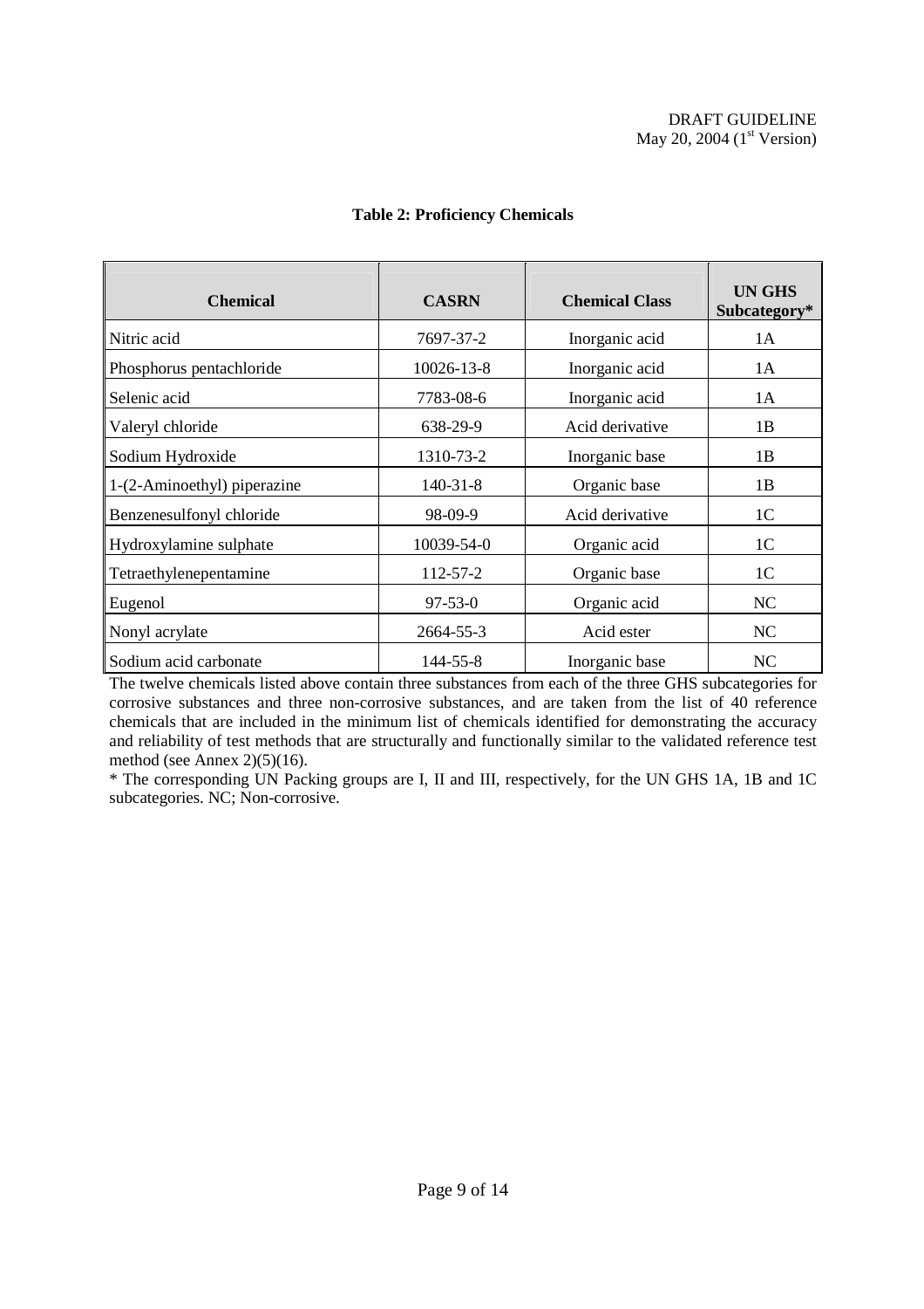**Table 2: Proficiency Chemicals**

| Chemical | CASRN | Chemical Class | UN GHS Subcategory* |
|---|---|---|---|
| Nitric acid | 7697-37-2 | Inorganic acid | 1A |
| Phosphorus pentachloride | 10026-13-8 | Inorganic acid | 1A |
| Selenic acid | 7783-08-6 | Inorganic acid | 1A |
| Valeryl chloride | 638-29-9 | Acid derivative | 1B |
| Sodium Hydroxide | 1310-73-2 | Inorganic base | 1B |
| 1-(2-Aminoethyl) piperazine | 140-31-8 | Organic base | 1B |
| Benzenesulfonyl chloride | 98-09-9 | Acid derivative | 1C |
| Hydroxylamine sulphate | 10039-54-0 | Organic acid | 1C |
| Tetraethylenepentamine | 112-57-2 | Organic base | 1C |
| Eugenol | 97-53-0 | Organic acid | NC |
| Nonyl acrylate | 2664-55-3 | Acid ester | NC |
| Sodium acid carbonate | 144-55-8 | Inorganic base | NC |

The twelve chemicals listed above contain three substances from each of the three GHS subcategories for corrosive substances and three non-corrosive substances, and are taken from the list of 40 reference chemicals that are included in the minimum list of chemicals identified for demonstrating the accuracy and reliability of test methods that are structurally and functionally similar to the validated reference test method (see Annex 2)(5)(16).

* The corresponding UN Packing groups are I, II and III, respectively, for the UN GHS 1A, 1B and 1C subcategories. NC; Non-corrosive.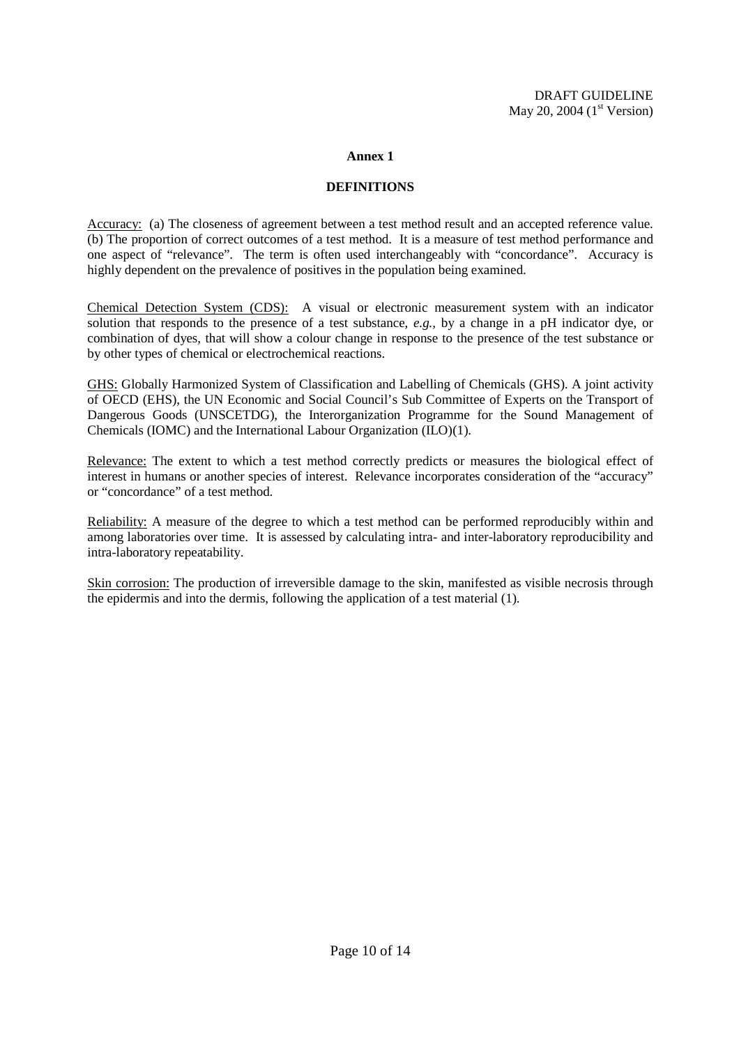## Annex 1

### DEFINITIONS

Accuracy: (a) The closeness of agreement between a test method result and an accepted reference value. (b) The proportion of correct outcomes of a test method. It is a measure of test method performance and one aspect of "relevance". The term is often used interchangeably with "concordance". Accuracy is highly dependent on the prevalence of positives in the population being examined.

Chemical Detection System (CDS): A visual or electronic measurement system with an indicator solution that responds to the presence of a test substance, *e.g.*, by a change in a pH indicator dye, or combination of dyes, that will show a colour change in response to the presence of the test substance or by other types of chemical or electrochemical reactions.

GHS: Globally Harmonized System of Classification and Labelling of Chemicals (GHS). A joint activity of OECD (EHS), the UN Economic and Social Council's Sub Committee of Experts on the Transport of Dangerous Goods (UNSCETDG), the Interorganization Programme for the Sound Management of Chemicals (IOMC) and the International Labour Organization (ILO)(1).

Relevance: The extent to which a test method correctly predicts or measures the biological effect of interest in humans or another species of interest. Relevance incorporates consideration of the "accuracy" or "concordance" of a test method.

Reliability: A measure of the degree to which a test method can be performed reproducibly within and among laboratories over time. It is assessed by calculating intra- and inter-laboratory reproducibility and intra-laboratory repeatability.

Skin corrosion: The production of irreversible damage to the skin, manifested as visible necrosis through the epidermis and into the dermis, following the application of a test material (1).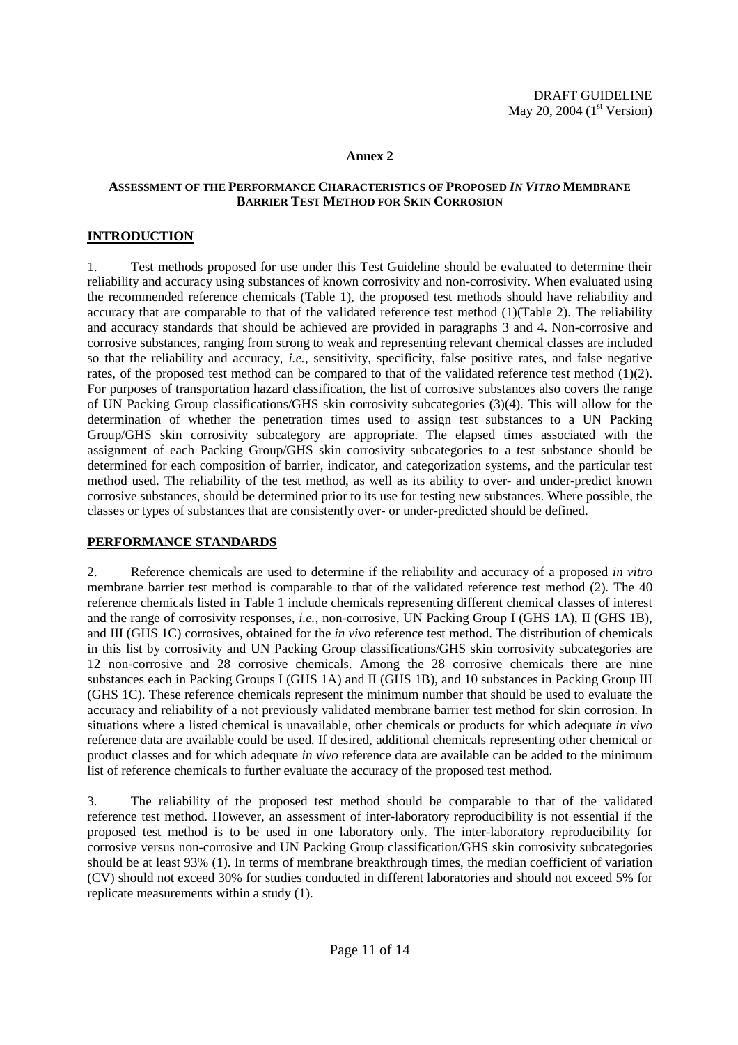DRAFT GUIDELINE
May 20, 2004 (1st Version)

**Annex 2**

**ASSESSMENT OF THE PERFORMANCE CHARACTERISTICS OF PROPOSED *IN VITRO* MEMBRANE BARRIER TEST METHOD FOR SKIN CORROSION**

## INTRODUCTION

1. Test methods proposed for use under this Test Guideline should be evaluated to determine their reliability and accuracy using substances of known corrosivity and non-corrosivity. When evaluated using the recommended reference chemicals (Table 1), the proposed test methods should have reliability and accuracy that are comparable to that of the validated reference test method (1)(Table 2). The reliability and accuracy standards that should be achieved are provided in paragraphs 3 and 4. Non-corrosive and corrosive substances, ranging from strong to weak and representing relevant chemical classes are included so that the reliability and accuracy, *i.e.*, sensitivity, specificity, false positive rates, and false negative rates, of the proposed test method can be compared to that of the validated reference test method (1)(2). For purposes of transportation hazard classification, the list of corrosive substances also covers the range of UN Packing Group classifications/GHS skin corrosivity subcategories (3)(4). This will allow for the determination of whether the penetration times used to assign test substances to a UN Packing Group/GHS skin corrosivity subcategory are appropriate. The elapsed times associated with the assignment of each Packing Group/GHS skin corrosivity subcategories to a test substance should be determined for each composition of barrier, indicator, and categorization systems, and the particular test method used. The reliability of the test method, as well as its ability to over- and under-predict known corrosive substances, should be determined prior to its use for testing new substances. Where possible, the classes or types of substances that are consistently over- or under-predicted should be defined.

## PERFORMANCE STANDARDS

2. Reference chemicals are used to determine if the reliability and accuracy of a proposed *in vitro* membrane barrier test method is comparable to that of the validated reference test method (2). The 40 reference chemicals listed in Table 1 include chemicals representing different chemical classes of interest and the range of corrosivity responses, *i.e.*, non-corrosive, UN Packing Group I (GHS 1A), II (GHS 1B), and III (GHS 1C) corrosives, obtained for the *in vivo* reference test method. The distribution of chemicals in this list by corrosivity and UN Packing Group classifications/GHS skin corrosivity subcategories are 12 non-corrosive and 28 corrosive chemicals. Among the 28 corrosive chemicals there are nine substances each in Packing Groups I (GHS 1A) and II (GHS 1B), and 10 substances in Packing Group III (GHS 1C). These reference chemicals represent the minimum number that should be used to evaluate the accuracy and reliability of a not previously validated membrane barrier test method for skin corrosion. In situations where a listed chemical is unavailable, other chemicals or products for which adequate *in vivo* reference data are available could be used. If desired, additional chemicals representing other chemical or product classes and for which adequate *in vivo* reference data are available can be added to the minimum list of reference chemicals to further evaluate the accuracy of the proposed test method.

3. The reliability of the proposed test method should be comparable to that of the validated reference test method. However, an assessment of inter-laboratory reproducibility is not essential if the proposed test method is to be used in one laboratory only. The inter-laboratory reproducibility for corrosive versus non-corrosive and UN Packing Group classification/GHS skin corrosivity subcategories should be at least 93% (1). In terms of membrane breakthrough times, the median coefficient of variation (CV) should not exceed 30% for studies conducted in different laboratories and should not exceed 5% for replicate measurements within a study (1).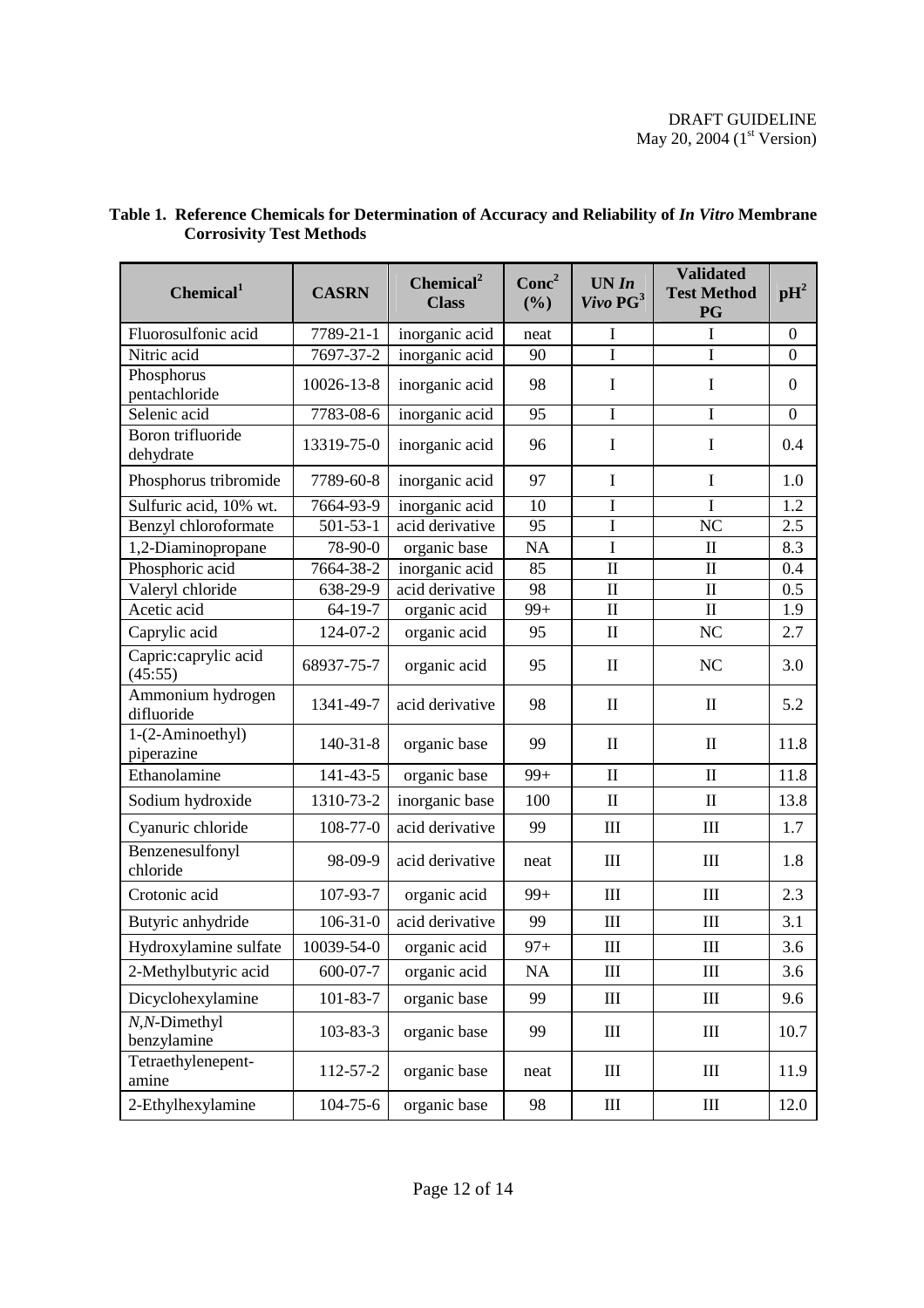**Table 1. Reference Chemicals for Determination of Accuracy and Reliability of *In Vitro* Membrane Corrosivity Test Methods**

| Chemical[1] | CASRN | Chemical[2] Class | Conc[2] (%) | UN *In Vivo* PG[3] | Validated Test Method PG | pH[2] |
|---|---|---|---|---|---|---|
| Fluorosulfonic acid | 7789-21-1 | inorganic acid | neat | I | I | 0 |
| Nitric acid | 7697-37-2 | inorganic acid | 90 | I | I | 0 |
| Phosphorus pentachloride | 10026-13-8 | inorganic acid | 98 | I | I | 0 |
| Selenic acid | 7783-08-6 | inorganic acid | 95 | I | I | 0 |
| Boron trifluoride dehydrate | 13319-75-0 | inorganic acid | 96 | I | I | 0.4 |
| Phosphorus tribromide | 7789-60-8 | inorganic acid | 97 | I | I | 1.0 |
| Sulfuric acid, 10% wt. | 7664-93-9 | inorganic acid | 10 | I | I | 1.2 |
| Benzyl chloroformate | 501-53-1 | acid derivative | 95 | I | NC | 2.5 |
| 1,2-Diaminopropane | 78-90-0 | organic base | NA | I | II | 8.3 |
| Phosphoric acid | 7664-38-2 | inorganic acid | 85 | II | II | 0.4 |
| Valeryl chloride | 638-29-9 | acid derivative | 98 | II | II | 0.5 |
| Acetic acid | 64-19-7 | organic acid | 99+ | II | II | 1.9 |
| Caprylic acid | 124-07-2 | organic acid | 95 | II | NC | 2.7 |
| Capric:caprylic acid (45:55) | 68937-75-7 | organic acid | 95 | II | NC | 3.0 |
| Ammonium hydrogen difluoride | 1341-49-7 | acid derivative | 98 | II | II | 5.2 |
| 1-(2-Aminoethyl) piperazine | 140-31-8 | organic base | 99 | II | II | 11.8 |
| Ethanolamine | 141-43-5 | organic base | 99+ | II | II | 11.8 |
| Sodium hydroxide | 1310-73-2 | inorganic base | 100 | II | II | 13.8 |
| Cyanuric chloride | 108-77-0 | acid derivative | 99 | III | III | 1.7 |
| Benzenesulfonyl chloride | 98-09-9 | acid derivative | neat | III | III | 1.8 |
| Crotonic acid | 107-93-7 | organic acid | 99+ | III | III | 2.3 |
| Butyric anhydride | 106-31-0 | acid derivative | 99 | III | III | 3.1 |
| Hydroxylamine sulfate | 10039-54-0 | organic acid | 97+ | III | III | 3.6 |
| 2-Methylbutyric acid | 600-07-7 | organic acid | NA | III | III | 3.6 |
| Dicyclohexylamine | 101-83-7 | organic base | 99 | III | III | 9.6 |
| *N,N*-Dimethyl benzylamine | 103-83-3 | organic base | 99 | III | III | 10.7 |
| Tetraethylenepent-amine | 112-57-2 | organic base | neat | III | III | 11.9 |
| 2-Ethylhexylamine | 104-75-6 | organic base | 98 | III | III | 12.0 |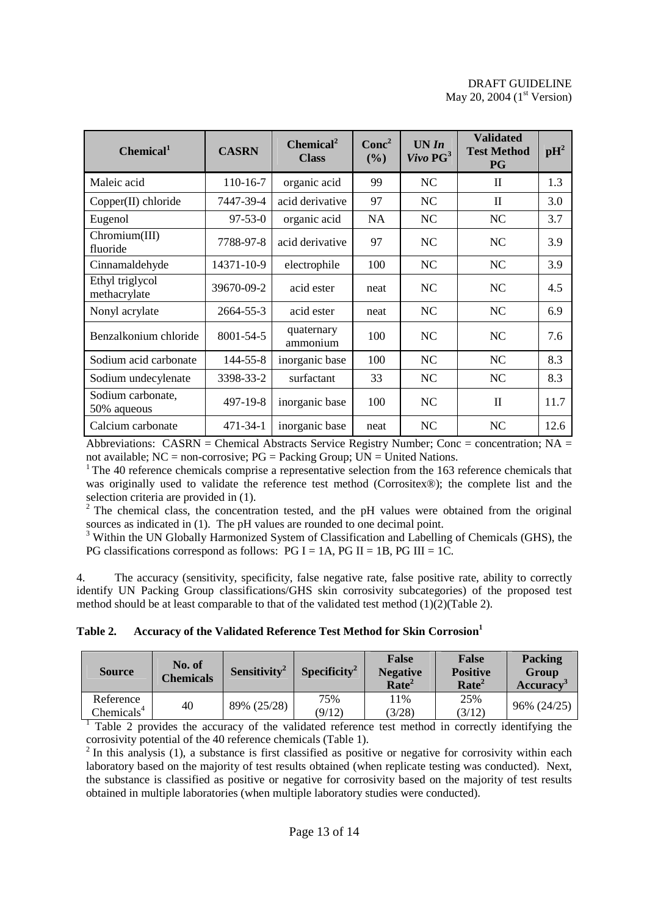| Chemical[1] | CASRN | Chemical[2] Class | Conc[2] (%) | UN *In Vivo* PG[3] | Validated Test Method PG | pH[2] |
|---|---|---|---|---|---|---|
| Maleic acid | 110-16-7 | organic acid | 99 | NC | II | 1.3 |
| Copper(II) chloride | 7447-39-4 | acid derivative | 97 | NC | II | 3.0 |
| Eugenol | 97-53-0 | organic acid | NA | NC | NC | 3.7 |
| Chromium(III) fluoride | 7788-97-8 | acid derivative | 97 | NC | NC | 3.9 |
| Cinnamaldehyde | 14371-10-9 | electrophile | 100 | NC | NC | 3.9 |
| Ethyl triglycol methacrylate | 39670-09-2 | acid ester | neat | NC | NC | 4.5 |
| Nonyl acrylate | 2664-55-3 | acid ester | neat | NC | NC | 6.9 |
| Benzalkonium chloride | 8001-54-5 | quaternary ammonium | 100 | NC | NC | 7.6 |
| Sodium acid carbonate | 144-55-8 | inorganic base | 100 | NC | NC | 8.3 |
| Sodium undecylenate | 3398-33-2 | surfactant | 33 | NC | NC | 8.3 |
| Sodium carbonate, 50% aqueous | 497-19-8 | inorganic base | 100 | NC | II | 11.7 |
| Calcium carbonate | 471-34-1 | inorganic base | neat | NC | NC | 12.6 |

Abbreviations: CASRN = Chemical Abstracts Service Registry Number; Conc = concentration; NA = not available; NC = non-corrosive; PG = Packing Group; UN = United Nations.

[1] The 40 reference chemicals comprise a representative selection from the 163 reference chemicals that was originally used to validate the reference test method (Corrositex®); the complete list and the selection criteria are provided in (1).

[2] The chemical class, the concentration tested, and the pH values were obtained from the original sources as indicated in (1). The pH values are rounded to one decimal point.

[3] Within the UN Globally Harmonized System of Classification and Labelling of Chemicals (GHS), the PG classifications correspond as follows: PG I = 1A, PG II = 1B, PG III = 1C.

4. The accuracy (sensitivity, specificity, false negative rate, false positive rate, ability to correctly identify UN Packing Group classifications/GHS skin corrosivity subcategories) of the proposed test method should be at least comparable to that of the validated test method (1)(2)(Table 2).

**Table 2. Accuracy of the Validated Reference Test Method for Skin Corrosion[1]**

| Source | No. of Chemicals | Sensitivity[2] | Specificity[2] | False Negative Rate[2] | False Positive Rate[2] | Packing Group Accuracy[3] |
|---|---|---|---|---|---|---|
| Reference Chemicals[4] | 40 | 89% (25/28) | 75% (9/12) | 11% (3/28) | 25% (3/12) | 96% (24/25) |

[1] Table 2 provides the accuracy of the validated reference test method in correctly identifying the corrosivity potential of the 40 reference chemicals (Table 1).

[2] In this analysis (1), a substance is first classified as positive or negative for corrosivity within each laboratory based on the majority of test results obtained (when replicate testing was conducted). Next, the substance is classified as positive or negative for corrosivity based on the majority of test results obtained in multiple laboratories (when multiple laboratory studies were conducted).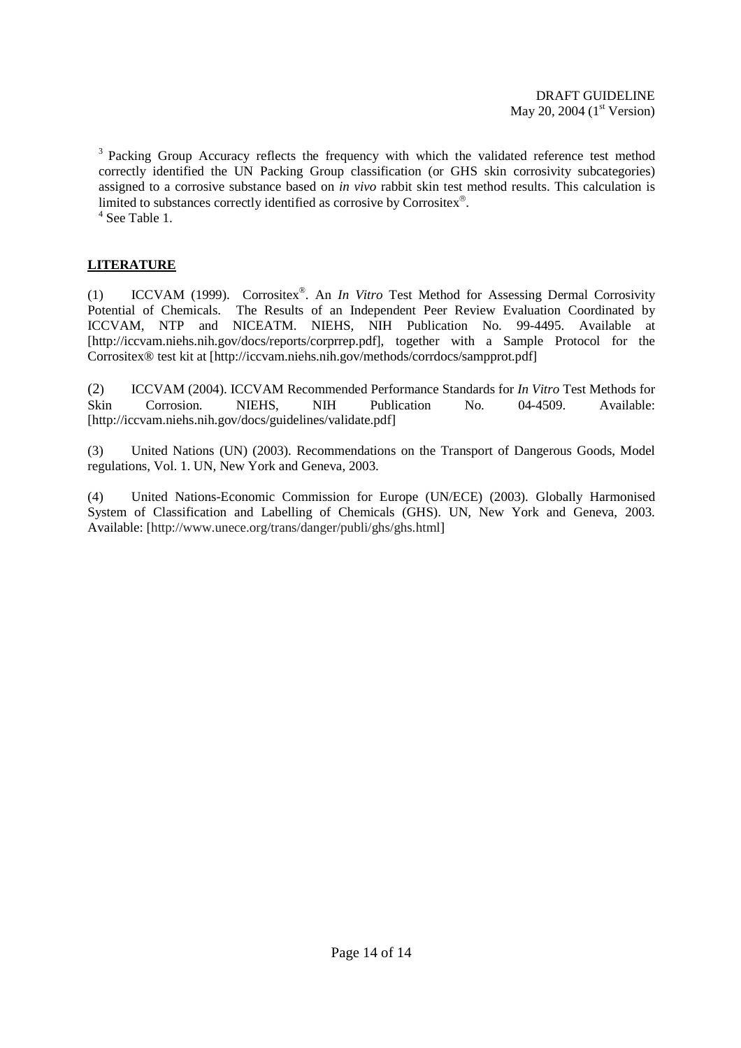[3] Packing Group Accuracy reflects the frequency with which the validated reference test method correctly identified the UN Packing Group classification (or GHS skin corrosivity subcategories) assigned to a corrosive substance based on *in vivo* rabbit skin test method results. This calculation is limited to substances correctly identified as corrosive by Corrositex®.

[4] See Table 1.

## LITERATURE

(1) ICCVAM (1999). Corrositex®. An *In Vitro* Test Method for Assessing Dermal Corrosivity Potential of Chemicals. The Results of an Independent Peer Review Evaluation Coordinated by ICCVAM, NTP and NICEATM. NIEHS, NIH Publication No. 99-4495. Available at [http://iccvam.niehs.nih.gov/docs/reports/corprrep.pdf], together with a Sample Protocol for the Corrositex® test kit at [http://iccvam.niehs.nih.gov/methods/corrdocs/sampprot.pdf]

(2) ICCVAM (2004). ICCVAM Recommended Performance Standards for *In Vitro* Test Methods for Skin Corrosion. NIEHS, NIH Publication No. 04-4509. Available: [http://iccvam.niehs.nih.gov/docs/guidelines/validate.pdf]

(3) United Nations (UN) (2003). Recommendations on the Transport of Dangerous Goods, Model regulations, Vol. 1. UN, New York and Geneva, 2003.

(4) United Nations-Economic Commission for Europe (UN/ECE) (2003). Globally Harmonised System of Classification and Labelling of Chemicals (GHS). UN, New York and Geneva, 2003. Available: [http://www.unece.org/trans/danger/publi/ghs/ghs.html]